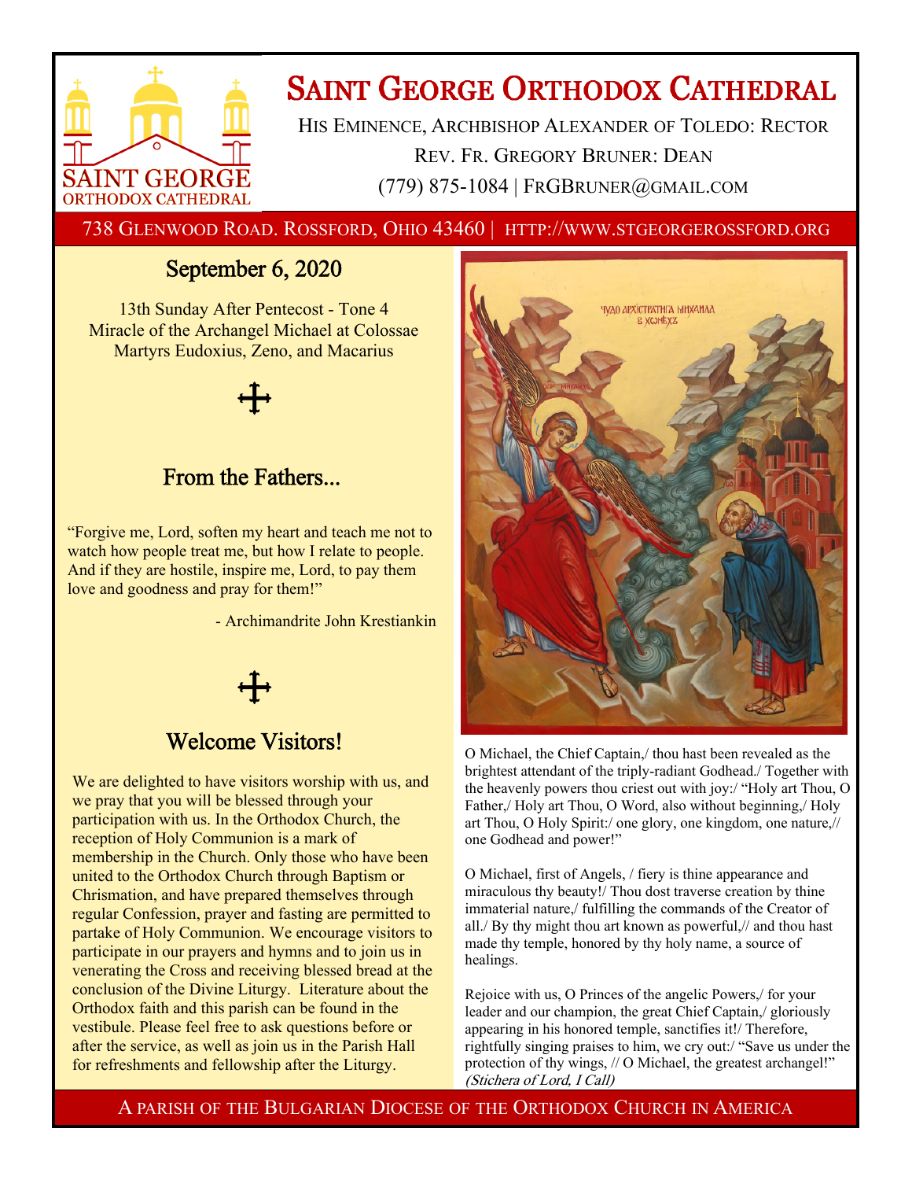# Saint George Orthodox Cathedral

His Eminence, Archbishop Alexander of Toledo: Rector

Rev. Fr. Gregory Bruner: Dean

(779) 875-1084 | FrGBruner@gmail.com

738 Glenwood Road. Rossford, Ohio 43460 | http://www.stgeorgerossford.org

## September 6, 2020

13th Sunday After Pentecost - Tone 4
Miracle of the Archangel Michael at Colossae
Martyrs Eudoxius, Zeno, and Macarius

## From the Fathers...

"Forgive me, Lord, soften my heart and teach me not to watch how people treat me, but how I relate to people. And if they are hostile, inspire me, Lord, to pay them love and goodness and pray for them!"

- Archimandrite John Krestiankin

## Welcome Visitors!

We are delighted to have visitors worship with us, and we pray that you will be blessed through your participation with us. In the Orthodox Church, the reception of Holy Communion is a mark of membership in the Church. Only those who have been united to the Orthodox Church through Baptism or Chrismation, and have prepared themselves through regular Confession, prayer and fasting are permitted to partake of Holy Communion. We encourage visitors to participate in our prayers and hymns and to join us in venerating the Cross and receiving blessed bread at the conclusion of the Divine Liturgy. Literature about the Orthodox faith and this parish can be found in the vestibule. Please feel free to ask questions before or after the service, as well as join us in the Parish Hall for refreshments and fellowship after the Liturgy.

O Michael, the Chief Captain,/ thou hast been revealed as the brightest attendant of the triply-radiant Godhead./ Together with the heavenly powers thou criest out with joy:/ "Holy art Thou, O Father,/ Holy art Thou, O Word, also without beginning,/ Holy art Thou, O Holy Spirit:/ one glory, one kingdom, one nature,// one Godhead and power!"

O Michael, first of Angels, / fiery is thine appearance and miraculous thy beauty!/ Thou dost traverse creation by thine immaterial nature,/ fulfilling the commands of the Creator of all./ By thy might thou art known as powerful,// and thou hast made thy temple, honored by thy holy name, a source of healings.

Rejoice with us, O Princes of the angelic Powers,/ for your leader and our champion, the great Chief Captain,/ gloriously appearing in his honored temple, sanctifies it!/ Therefore, rightfully singing praises to him, we cry out:/ "Save us under the protection of thy wings, // O Michael, the greatest archangel!" *(Stichera of Lord, I Call)*

A parish of the Bulgarian Diocese of the Orthodox Church in America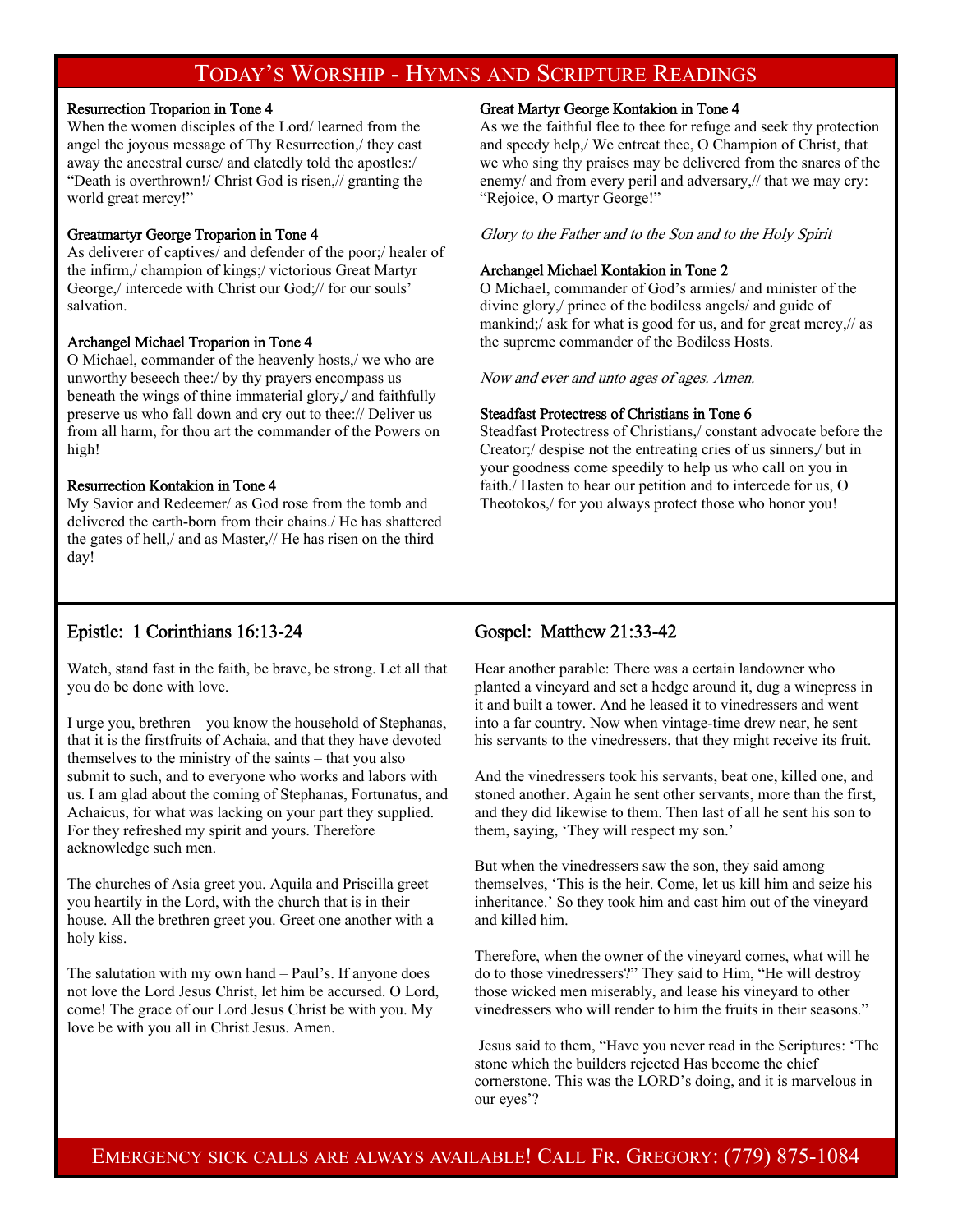# Today's Worship - Hymns and Scripture Readings

**Resurrection Troparion in Tone 4**
When the women disciples of the Lord/ learned from the angel the joyous message of Thy Resurrection,/ they cast away the ancestral curse/ and elatedly told the apostles:/ "Death is overthrown!/ Christ God is risen,// granting the world great mercy!"

**Greatmartyr George Troparion in Tone 4**
As deliverer of captives/ and defender of the poor;/ healer of the infirm,/ champion of kings;/ victorious Great Martyr George,/ intercede with Christ our God;// for our souls' salvation.

**Archangel Michael Troparion in Tone 4**
O Michael, commander of the heavenly hosts,/ we who are unworthy beseech thee:/ by thy prayers encompass us beneath the wings of thine immaterial glory,/ and faithfully preserve us who fall down and cry out to thee:// Deliver us from all harm, for thou art the commander of the Powers on high!

**Resurrection Kontakion in Tone 4**
My Savior and Redeemer/ as God rose from the tomb and delivered the earth-born from their chains./ He has shattered the gates of hell,/ and as Master,// He has risen on the third day!

**Great Martyr George Kontakion in Tone 4**
As we the faithful flee to thee for refuge and seek thy protection and speedy help,/ We entreat thee, O Champion of Christ, that we who sing thy praises may be delivered from the snares of the enemy/ and from every peril and adversary,// that we may cry: "Rejoice, O martyr George!"

*Glory to the Father and to the Son and to the Holy Spirit*

**Archangel Michael Kontakion in Tone 2**
O Michael, commander of God's armies/ and minister of the divine glory,/ prince of the bodiless angels/ and guide of mankind;/ ask for what is good for us, and for great mercy,// as the supreme commander of the Bodiless Hosts.

*Now and ever and unto ages of ages. Amen.*

**Steadfast Protectress of Christians in Tone 6**
Steadfast Protectress of Christians,/ constant advocate before the Creator;/ despise not the entreating cries of us sinners,/ but in your goodness come speedily to help us who call on you in faith./ Hasten to hear our petition and to intercede for us, O Theotokos,/ for you always protect those who honor you!

## Epistle: 1 Corinthians 16:13-24

Watch, stand fast in the faith, be brave, be strong. Let all that you do be done with love.

I urge you, brethren – you know the household of Stephanas, that it is the firstfruits of Achaia, and that they have devoted themselves to the ministry of the saints – that you also submit to such, and to everyone who works and labors with us. I am glad about the coming of Stephanas, Fortunatus, and Achaicus, for what was lacking on your part they supplied. For they refreshed my spirit and yours. Therefore acknowledge such men.

The churches of Asia greet you. Aquila and Priscilla greet you heartily in the Lord, with the church that is in their house. All the brethren greet you. Greet one another with a holy kiss.

The salutation with my own hand – Paul's. If anyone does not love the Lord Jesus Christ, let him be accursed. O Lord, come! The grace of our Lord Jesus Christ be with you. My love be with you all in Christ Jesus. Amen.

## Gospel: Matthew 21:33-42

Hear another parable: There was a certain landowner who planted a vineyard and set a hedge around it, dug a winepress in it and built a tower. And he leased it to vinedressers and went into a far country. Now when vintage-time drew near, he sent his servants to the vinedressers, that they might receive its fruit.

And the vinedressers took his servants, beat one, killed one, and stoned another. Again he sent other servants, more than the first, and they did likewise to them. Then last of all he sent his son to them, saying, 'They will respect my son.'

But when the vinedressers saw the son, they said among themselves, 'This is the heir. Come, let us kill him and seize his inheritance.' So they took him and cast him out of the vineyard and killed him.

Therefore, when the owner of the vineyard comes, what will he do to those vinedressers?" They said to Him, "He will destroy those wicked men miserably, and lease his vineyard to other vinedressers who will render to him the fruits in their seasons."

Jesus said to them, "Have you never read in the Scriptures: 'The stone which the builders rejected Has become the chief cornerstone. This was the LORD's doing, and it is marvelous in our eyes'?

Emergency sick calls are always available! Call Fr. Gregory: (779) 875-1084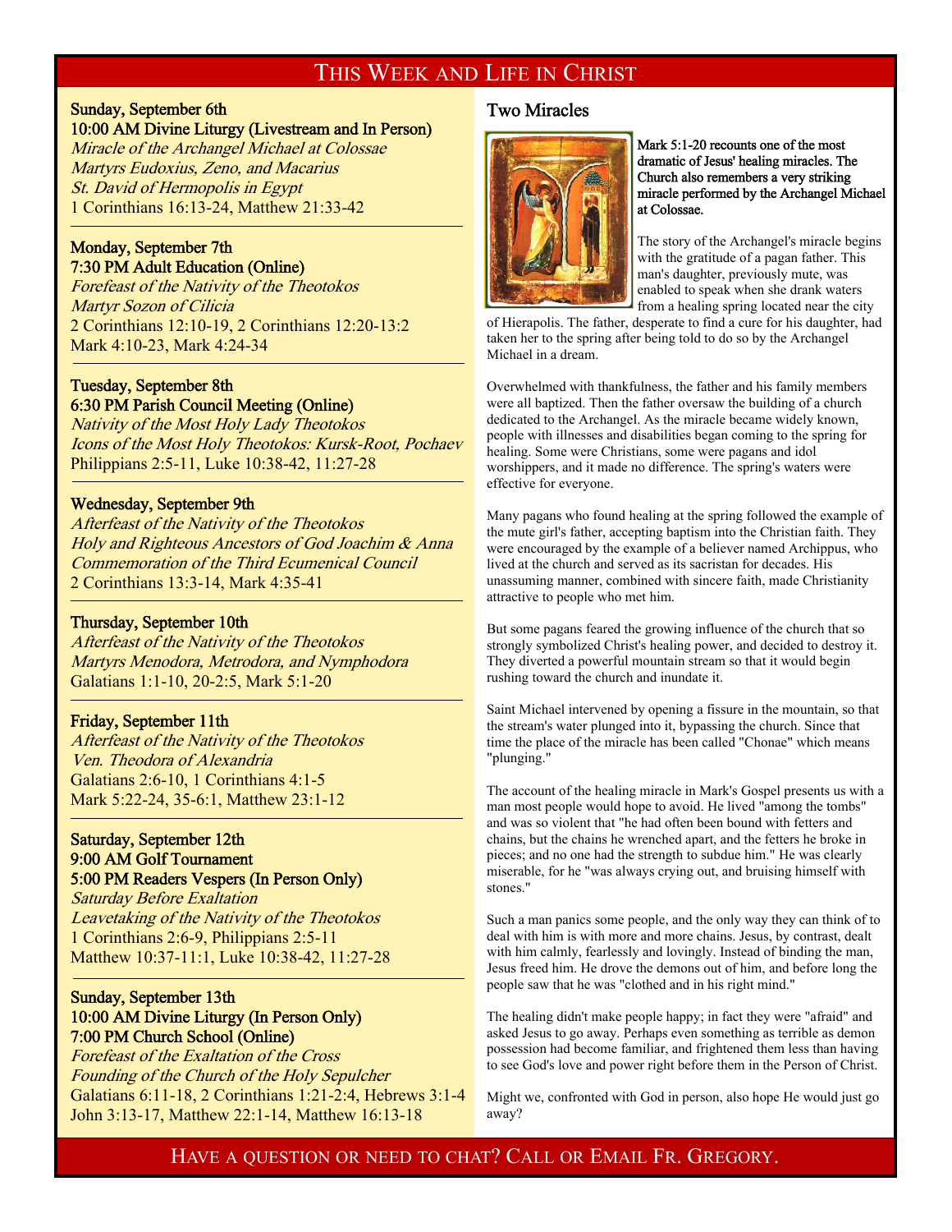# This Week and Life in Christ

**Sunday, September 6th**
**10:00 AM Divine Liturgy (Livestream and In Person)**
*Miracle of the Archangel Michael at Colossae*
*Martyrs Eudoxius, Zeno, and Macarius*
*St. David of Hermopolis in Egypt*
1 Corinthians 16:13-24, Matthew 21:33-42

**Monday, September 7th**
**7:30 PM Adult Education (Online)**
*Forefeast of the Nativity of the Theotokos*
*Martyr Sozon of Cilicia*
2 Corinthians 12:10-19, 2 Corinthians 12:20-13:2
Mark 4:10-23, Mark 4:24-34

**Tuesday, September 8th**
**6:30 PM Parish Council Meeting (Online)**
*Nativity of the Most Holy Lady Theotokos*
*Icons of the Most Holy Theotokos: Kursk-Root, Pochaev*
Philippians 2:5-11, Luke 10:38-42, 11:27-28

**Wednesday, September 9th**
*Afterfeast of the Nativity of the Theotokos*
*Holy and Righteous Ancestors of God Joachim & Anna*
*Commemoration of the Third Ecumenical Council*
2 Corinthians 13:3-14, Mark 4:35-41

**Thursday, September 10th**
*Afterfeast of the Nativity of the Theotokos*
*Martyrs Menodora, Metrodora, and Nymphodora*
Galatians 1:1-10, 20-2:5, Mark 5:1-20

**Friday, September 11th**
*Afterfeast of the Nativity of the Theotokos*
*Ven. Theodora of Alexandria*
Galatians 2:6-10, 1 Corinthians 4:1-5
Mark 5:22-24, 35-6:1, Matthew 23:1-12

**Saturday, September 12th**
**9:00 AM Golf Tournament**
**5:00 PM Readers Vespers (In Person Only)**
*Saturday Before Exaltation*
*Leavetaking of the Nativity of the Theotokos*
1 Corinthians 2:6-9, Philippians 2:5-11
Matthew 10:37-11:1, Luke 10:38-42, 11:27-28

**Sunday, September 13th**
**10:00 AM Divine Liturgy (In Person Only)**
**7:00 PM Church School (Online)**
*Forefeast of the Exaltation of the Cross*
*Founding of the Church of the Holy Sepulcher*
Galatians 6:11-18, 2 Corinthians 1:21-2:4, Hebrews 3:1-4
John 3:13-17, Matthew 22:1-14, Matthew 16:13-18

## Two Miracles

**Mark 5:1-20 recounts one of the most dramatic of Jesus' healing miracles. The Church also remembers a very striking miracle performed by the Archangel Michael at Colossae.**

The story of the Archangel's miracle begins with the gratitude of a pagan father. This man's daughter, previously mute, was enabled to speak when she drank waters from a healing spring located near the city of Hierapolis. The father, desperate to find a cure for his daughter, had taken her to the spring after being told to do so by the Archangel Michael in a dream.

Overwhelmed with thankfulness, the father and his family members were all baptized. Then the father oversaw the building of a church dedicated to the Archangel. As the miracle became widely known, people with illnesses and disabilities began coming to the spring for healing. Some were Christians, some were pagans and idol worshippers, and it made no difference. The spring's waters were effective for everyone.

Many pagans who found healing at the spring followed the example of the mute girl's father, accepting baptism into the Christian faith. They were encouraged by the example of a believer named Archippus, who lived at the church and served as its sacristan for decades. His unassuming manner, combined with sincere faith, made Christianity attractive to people who met him.

But some pagans feared the growing influence of the church that so strongly symbolized Christ's healing power, and decided to destroy it. They diverted a powerful mountain stream so that it would begin rushing toward the church and inundate it.

Saint Michael intervened by opening a fissure in the mountain, so that the stream's water plunged into it, bypassing the church. Since that time the place of the miracle has been called "Chonae" which means "plunging."

The account of the healing miracle in Mark's Gospel presents us with a man most people would hope to avoid. He lived "among the tombs" and was so violent that "he had often been bound with fetters and chains, but the chains he wrenched apart, and the fetters he broke in pieces; and no one had the strength to subdue him." He was clearly miserable, for he "was always crying out, and bruising himself with stones."

Such a man panics some people, and the only way they can think of to deal with him is with more and more chains. Jesus, by contrast, dealt with him calmly, fearlessly and lovingly. Instead of binding the man, Jesus freed him. He drove the demons out of him, and before long the people saw that he was "clothed and in his right mind."

The healing didn't make people happy; in fact they were "afraid" and asked Jesus to go away. Perhaps even something as terrible as demon possession had become familiar, and frightened them less than having to see God's love and power right before them in the Person of Christ.

Might we, confronted with God in person, also hope He would just go away?

Have a question or need to chat? Call or Email Fr. Gregory.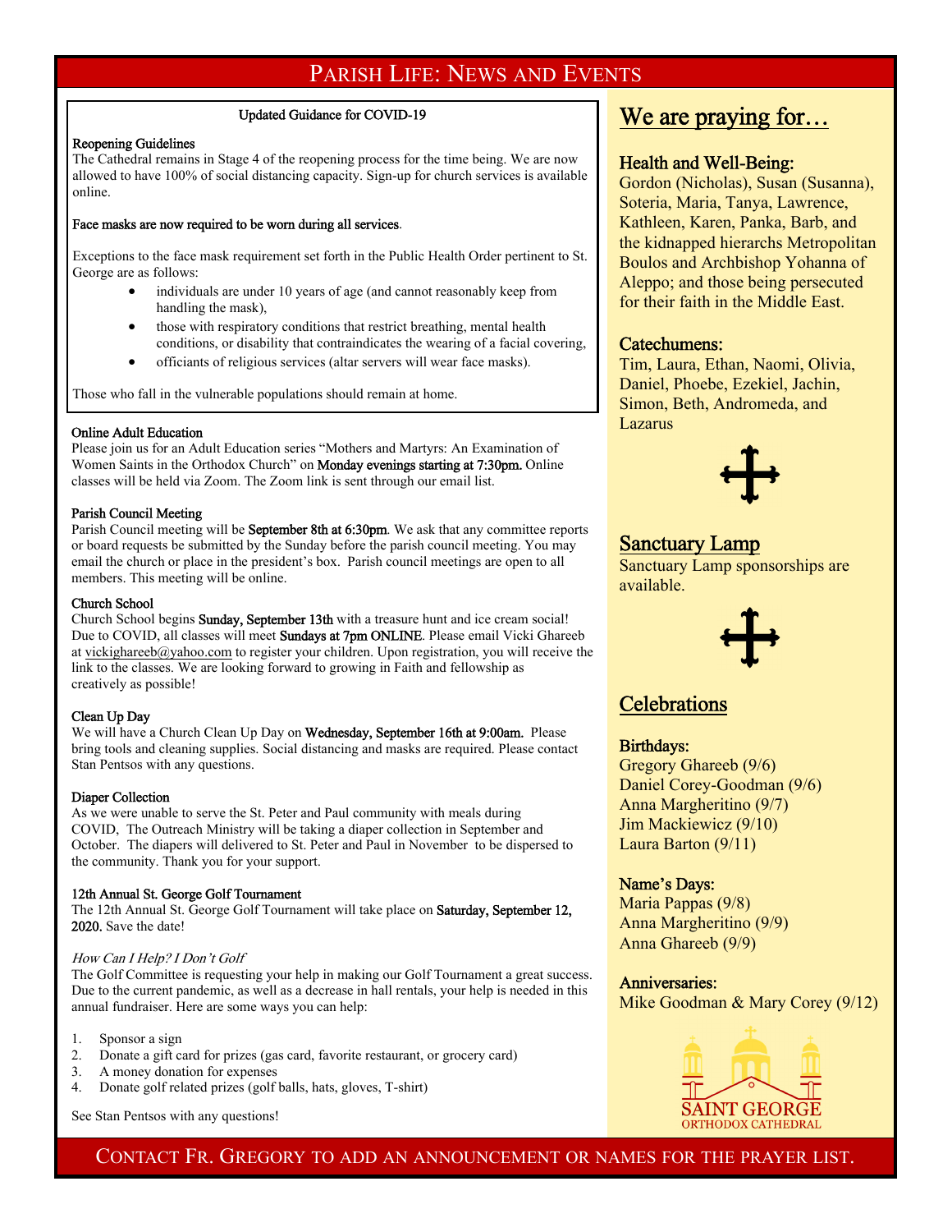# Parish Life: News and Events

### Updated Guidance for COVID-19

**Reopening Guidelines**

The Cathedral remains in Stage 4 of the reopening process for the time being. We are now allowed to have 100% of social distancing capacity. Sign-up for church services is available online.

**Face masks are now required to be worn during all services.**

Exceptions to the face mask requirement set forth in the Public Health Order pertinent to St. George are as follows:

- individuals are under 10 years of age (and cannot reasonably keep from handling the mask),
- those with respiratory conditions that restrict breathing, mental health conditions, or disability that contraindicates the wearing of a facial covering,
- officiants of religious services (altar servers will wear face masks).

Those who fall in the vulnerable populations should remain at home.

**Online Adult Education**

Please join us for an Adult Education series "Mothers and Martyrs: An Examination of Women Saints in the Orthodox Church" on **Monday evenings starting at 7:30pm.** Online classes will be held via Zoom. The Zoom link is sent through our email list.

**Parish Council Meeting**

Parish Council meeting will be **September 8th at 6:30pm**. We ask that any committee reports or board requests be submitted by the Sunday before the parish council meeting. You may email the church or place in the president's box. Parish council meetings are open to all members. This meeting will be online.

**Church School**

Church School begins **Sunday, September 13th** with a treasure hunt and ice cream social! Due to COVID, all classes will meet **Sundays at 7pm ONLINE**. Please email Vicki Ghareeb at vickighareeb@yahoo.com to register your children. Upon registration, you will receive the link to the classes. We are looking forward to growing in Faith and fellowship as creatively as possible!

**Clean Up Day**

We will have a Church Clean Up Day on **Wednesday, September 16th at 9:00am.** Please bring tools and cleaning supplies. Social distancing and masks are required. Please contact Stan Pentsos with any questions.

**Diaper Collection**

As we were unable to serve the St. Peter and Paul community with meals during COVID, The Outreach Ministry will be taking a diaper collection in September and October. The diapers will delivered to St. Peter and Paul in November to be dispersed to the community. Thank you for your support.

**12th Annual St. George Golf Tournament**

The 12th Annual St. George Golf Tournament will take place on **Saturday, September 12, 2020.** Save the date!

*How Can I Help? I Don't Golf*

The Golf Committee is requesting your help in making our Golf Tournament a great success. Due to the current pandemic, as well as a decrease in hall rentals, your help is needed in this annual fundraiser. Here are some ways you can help:

1. Sponsor a sign
2. Donate a gift card for prizes (gas card, favorite restaurant, or grocery card)
3. A money donation for expenses
4. Donate golf related prizes (golf balls, hats, gloves, T-shirt)

See Stan Pentsos with any questions!

## We are praying for…

**Health and Well-Being:**

Gordon (Nicholas), Susan (Susanna), Soteria, Maria, Tanya, Lawrence, Kathleen, Karen, Panka, Barb, and the kidnapped hierarchs Metropolitan Boulos and Archbishop Yohanna of Aleppo; and those being persecuted for their faith in the Middle East.

**Catechumens:**

Tim, Laura, Ethan, Naomi, Olivia, Daniel, Phoebe, Ezekiel, Jachin, Simon, Beth, Andromeda, and Lazarus

## Sanctuary Lamp

Sanctuary Lamp sponsorships are available.

## Celebrations

**Birthdays:**

Gregory Ghareeb (9/6)
Daniel Corey-Goodman (9/6)
Anna Margheritino (9/7)
Jim Mackiewicz (9/10)
Laura Barton (9/11)

**Name's Days:**

Maria Pappas (9/8)
Anna Margheritino (9/9)
Anna Ghareeb (9/9)

**Anniversaries:**

Mike Goodman & Mary Corey (9/12)

Saint George Orthodox Cathedral

Contact Fr. Gregory to add an announcement or names for the prayer list.